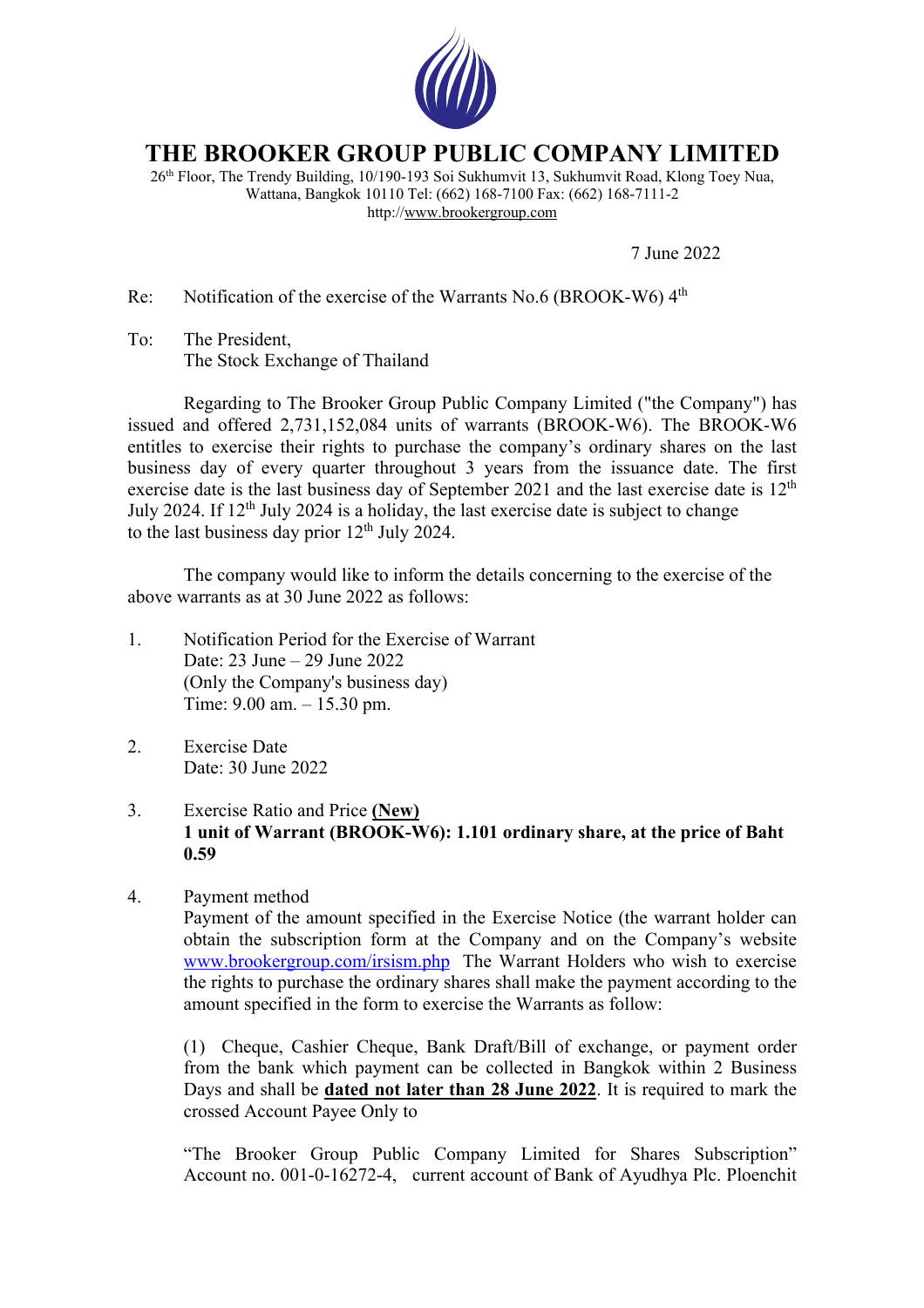# THE BROOKER GROUP PUBLIC COMPANY LIMITED

26th Floor, The Trendy Building, 10/190-193 Soi Sukhumvit 13, Sukhumvit Road, Klong Toey Nua, Wattana, Bangkok 10110 Tel: (662) 168-7100 Fax: (662) 168-7111-2
http://www.brookergroup.com

7 June 2022

Re: Notification of the exercise of the Warrants No.6 (BROOK-W6) 4th

To: The President,
The Stock Exchange of Thailand

Regarding to The Brooker Group Public Company Limited ("the Company") has issued and offered 2,731,152,084 units of warrants (BROOK-W6). The BROOK-W6 entitles to exercise their rights to purchase the company's ordinary shares on the last business day of every quarter throughout 3 years from the issuance date. The first exercise date is the last business day of September 2021 and the last exercise date is 12th July 2024. If 12th July 2024 is a holiday, the last exercise date is subject to change to the last business day prior 12th July 2024.

The company would like to inform the details concerning to the exercise of the above warrants as at 30 June 2022 as follows:

1. Notification Period for the Exercise of Warrant
   Date: 23 June – 29 June 2022
   (Only the Company's business day)
   Time: 9.00 am. – 15.30 pm.

2. Exercise Date
   Date: 30 June 2022

3. Exercise Ratio and Price **(New)**
   **1 unit of Warrant (BROOK-W6): 1.101 ordinary share, at the price of Baht 0.59**

4. Payment method
   Payment of the amount specified in the Exercise Notice (the warrant holder can obtain the subscription form at the Company and on the Company's website www.brookergroup.com/irsism.php The Warrant Holders who wish to exercise the rights to purchase the ordinary shares shall make the payment according to the amount specified in the form to exercise the Warrants as follow:

   (1) Cheque, Cashier Cheque, Bank Draft/Bill of exchange, or payment order from the bank which payment can be collected in Bangkok within 2 Business Days and shall be **dated not later than 28 June 2022**. It is required to mark the crossed Account Payee Only to

   "The Brooker Group Public Company Limited for Shares Subscription" Account no. 001-0-16272-4, current account of Bank of Ayudhya Plc. Ploenchit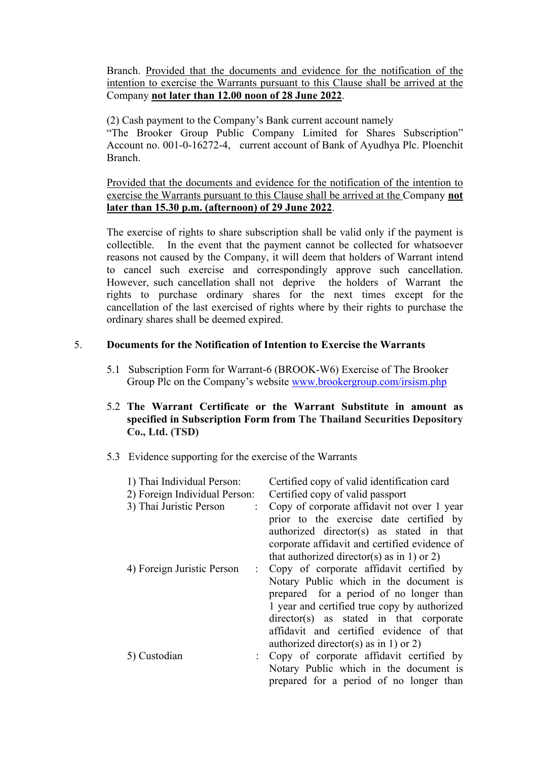Branch. <u>Provided that the documents and evidence for the notification of the intention to exercise the Warrants pursuant to this Clause shall be arrived at the</u> Company **<u>not later than 12.00 noon of 28 June 2022</u>**.

(2) Cash payment to the Company's Bank current account namely "The Brooker Group Public Company Limited for Shares Subscription" Account no. 001-0-16272-4, current account of Bank of Ayudhya Plc. Ploenchit Branch.

<u>Provided that the documents and evidence for the notification of the intention to exercise the Warrants pursuant to this Clause shall be arrived at the</u> Company **<u>not later than 15.30 p.m. (afternoon) of 29 June 2022</u>**.

The exercise of rights to share subscription shall be valid only if the payment is collectible. In the event that the payment cannot be collected for whatsoever reasons not caused by the Company, it will deem that holders of Warrant intend to cancel such exercise and correspondingly approve such cancellation. However, such cancellation shall not deprive the holders of Warrant the rights to purchase ordinary shares for the next times except for the cancellation of the last exercised of rights where by their rights to purchase the ordinary shares shall be deemed expired.

5. **Documents for the Notification of Intention to Exercise the Warrants**

5.1 Subscription Form for Warrant-6 (BROOK-W6) Exercise of The Brooker Group Plc on the Company's website [www.brookergroup.com/irsism.php](www.brookergroup.com/irsism.php)

5.2 **The Warrant Certificate or the Warrant Substitute in amount as specified in Subscription Form from The Thailand Securities Depository Co., Ltd. (TSD)**

5.3 Evidence supporting for the exercise of the Warrants

| | |
|---|---|
| 1) Thai Individual Person: | Certified copy of valid identification card |
| 2) Foreign Individual Person: | Certified copy of valid passport |
| 3) Thai Juristic Person : | Copy of corporate affidavit not over 1 year prior to the exercise date certified by authorized director(s) as stated in that corporate affidavit and certified evidence of that authorized director(s) as in 1) or 2) |
| 4) Foreign Juristic Person : | Copy of corporate affidavit certified by Notary Public which in the document is prepared for a period of no longer than 1 year and certified true copy by authorized director(s) as stated in that corporate affidavit and certified evidence of that authorized director(s) as in 1) or 2) |
| 5) Custodian : | Copy of corporate affidavit certified by Notary Public which in the document is prepared for a period of no longer than |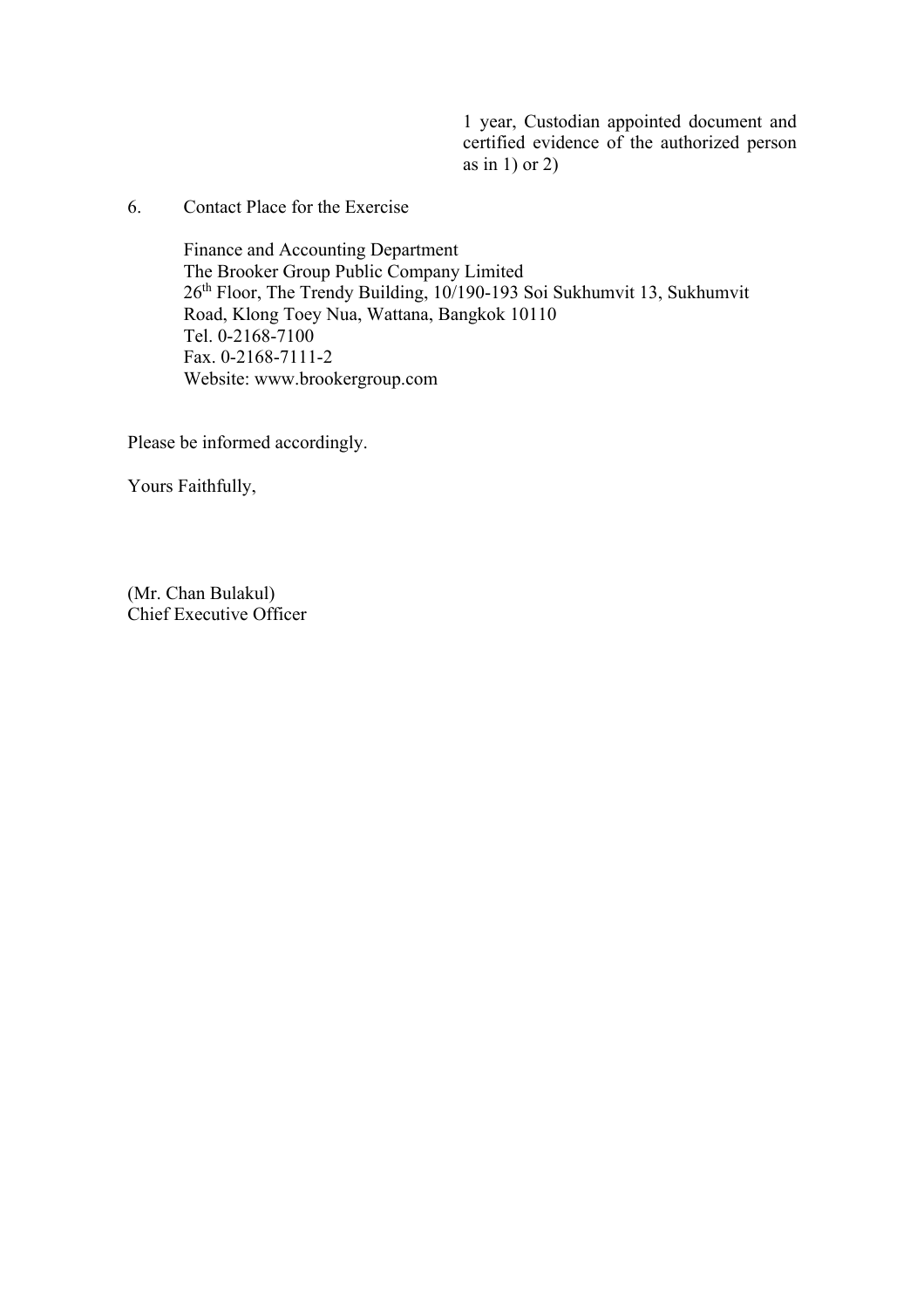1 year, Custodian appointed document and certified evidence of the authorized person as in 1) or 2)

6. Contact Place for the Exercise

Finance and Accounting Department
The Brooker Group Public Company Limited
26th Floor, The Trendy Building, 10/190-193 Soi Sukhumvit 13, Sukhumvit Road, Klong Toey Nua, Wattana, Bangkok 10110
Tel. 0-2168-7100
Fax. 0-2168-7111-2
Website: www.brookergroup.com

Please be informed accordingly.

Yours Faithfully,

(Mr. Chan Bulakul)
Chief Executive Officer